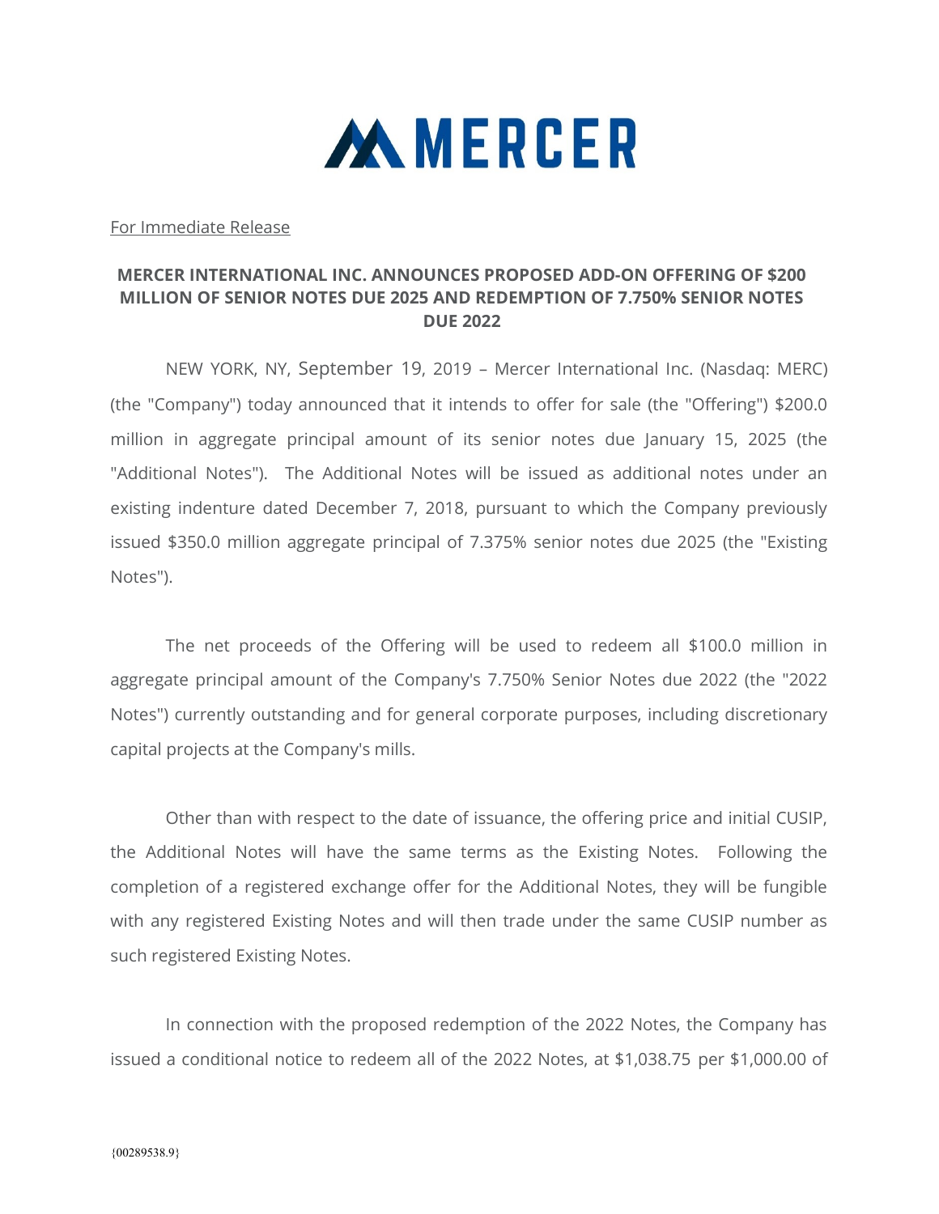MERCER

For Immediate Release

# MERCER INTERNATIONAL INC. ANNOUNCES PROPOSED ADD-ON OFFERING OF $200 MILLION OF SENIOR NOTES DUE 2025 AND REDEMPTION OF 7.750% SENIOR NOTES DUE 2022

NEW YORK, NY, September 19, 2019 – Mercer International Inc. (Nasdaq: MERC) (the "Company") today announced that it intends to offer for sale (the "Offering") $200.0 million in aggregate principal amount of its senior notes due January 15, 2025 (the "Additional Notes"). The Additional Notes will be issued as additional notes under an existing indenture dated December 7, 2018, pursuant to which the Company previously issued $350.0 million aggregate principal of 7.375% senior notes due 2025 (the "Existing Notes").

The net proceeds of the Offering will be used to redeem all $100.0 million in aggregate principal amount of the Company's 7.750% Senior Notes due 2022 (the "2022 Notes") currently outstanding and for general corporate purposes, including discretionary capital projects at the Company's mills.

Other than with respect to the date of issuance, the offering price and initial CUSIP, the Additional Notes will have the same terms as the Existing Notes. Following the completion of a registered exchange offer for the Additional Notes, they will be fungible with any registered Existing Notes and will then trade under the same CUSIP number as such registered Existing Notes.

In connection with the proposed redemption of the 2022 Notes, the Company has issued a conditional notice to redeem all of the 2022 Notes, at $1,038.75 per $1,000.00 of

{00289538.9}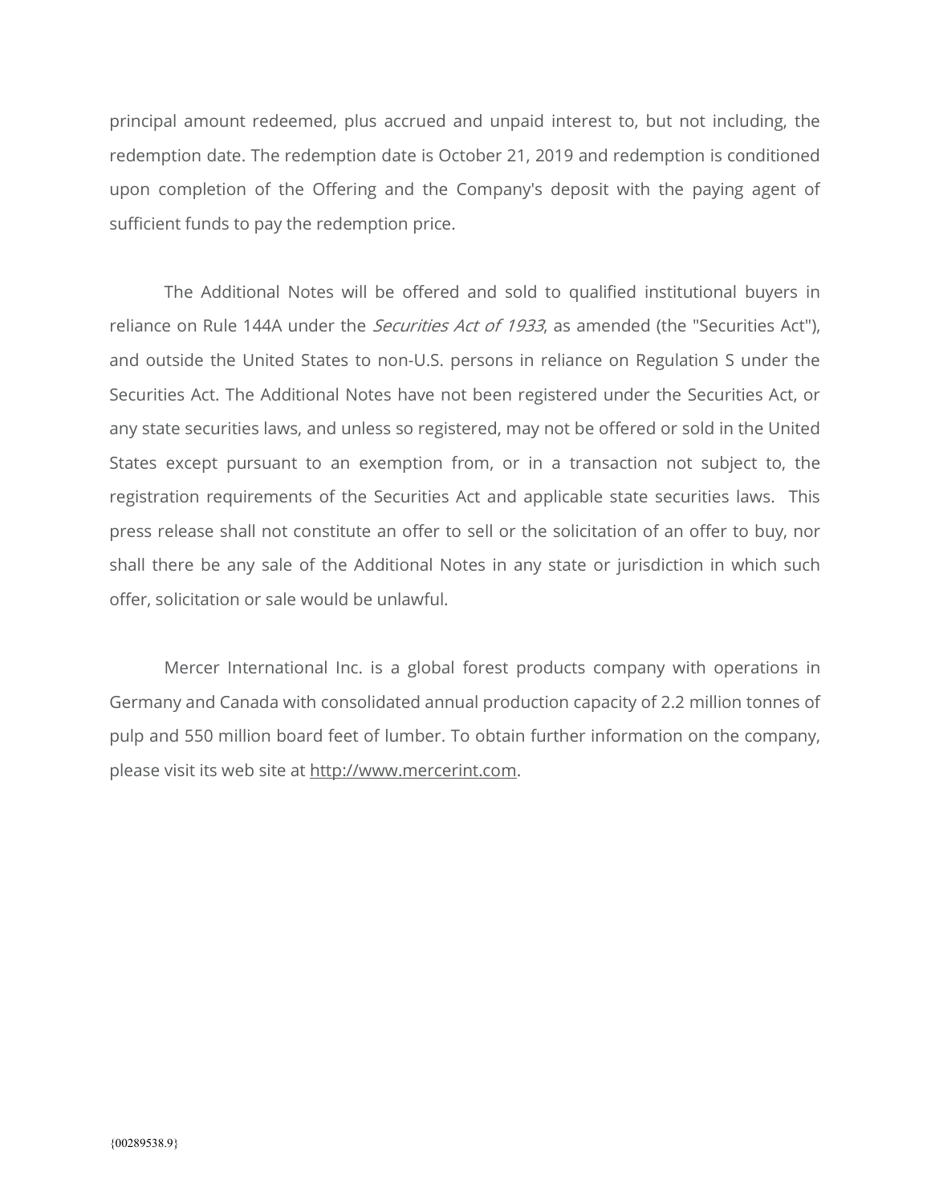principal amount redeemed, plus accrued and unpaid interest to, but not including, the redemption date. The redemption date is October 21, 2019 and redemption is conditioned upon completion of the Offering and the Company's deposit with the paying agent of sufficient funds to pay the redemption price.

The Additional Notes will be offered and sold to qualified institutional buyers in reliance on Rule 144A under the *Securities Act of 1933*, as amended (the "Securities Act"), and outside the United States to non-U.S. persons in reliance on Regulation S under the Securities Act. The Additional Notes have not been registered under the Securities Act, or any state securities laws, and unless so registered, may not be offered or sold in the United States except pursuant to an exemption from, or in a transaction not subject to, the registration requirements of the Securities Act and applicable state securities laws. This press release shall not constitute an offer to sell or the solicitation of an offer to buy, nor shall there be any sale of the Additional Notes in any state or jurisdiction in which such offer, solicitation or sale would be unlawful.

Mercer International Inc. is a global forest products company with operations in Germany and Canada with consolidated annual production capacity of 2.2 million tonnes of pulp and 550 million board feet of lumber. To obtain further information on the company, please visit its web site at http://www.mercerint.com.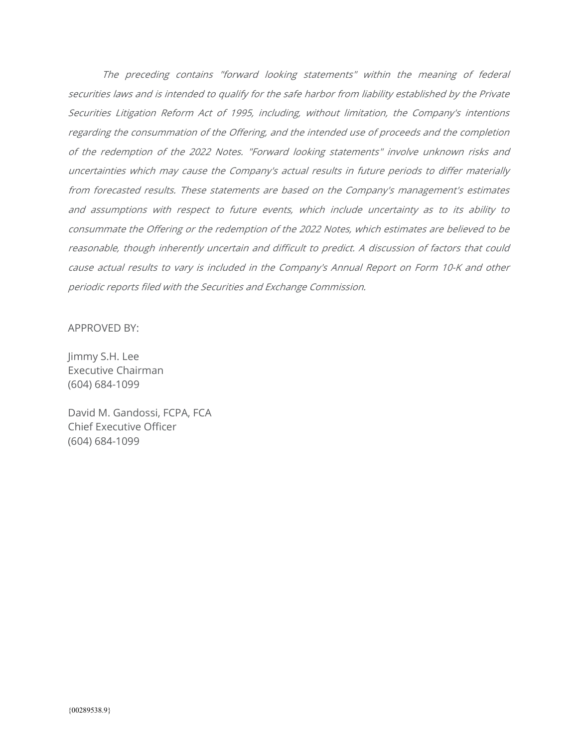*The preceding contains "forward looking statements" within the meaning of federal securities laws and is intended to qualify for the safe harbor from liability established by the Private Securities Litigation Reform Act of 1995, including, without limitation, the Company's intentions regarding the consummation of the Offering, and the intended use of proceeds and the completion of the redemption of the 2022 Notes. "Forward looking statements" involve unknown risks and uncertainties which may cause the Company's actual results in future periods to differ materially from forecasted results. These statements are based on the Company's management's estimates and assumptions with respect to future events, which include uncertainty as to its ability to consummate the Offering or the redemption of the 2022 Notes, which estimates are believed to be reasonable, though inherently uncertain and difficult to predict. A discussion of factors that could cause actual results to vary is included in the Company's Annual Report on Form 10-K and other periodic reports filed with the Securities and Exchange Commission.*

APPROVED BY:

Jimmy S.H. Lee
Executive Chairman
(604) 684-1099

David M. Gandossi, FCPA, FCA
Chief Executive Officer
(604) 684-1099

{00289538.9}